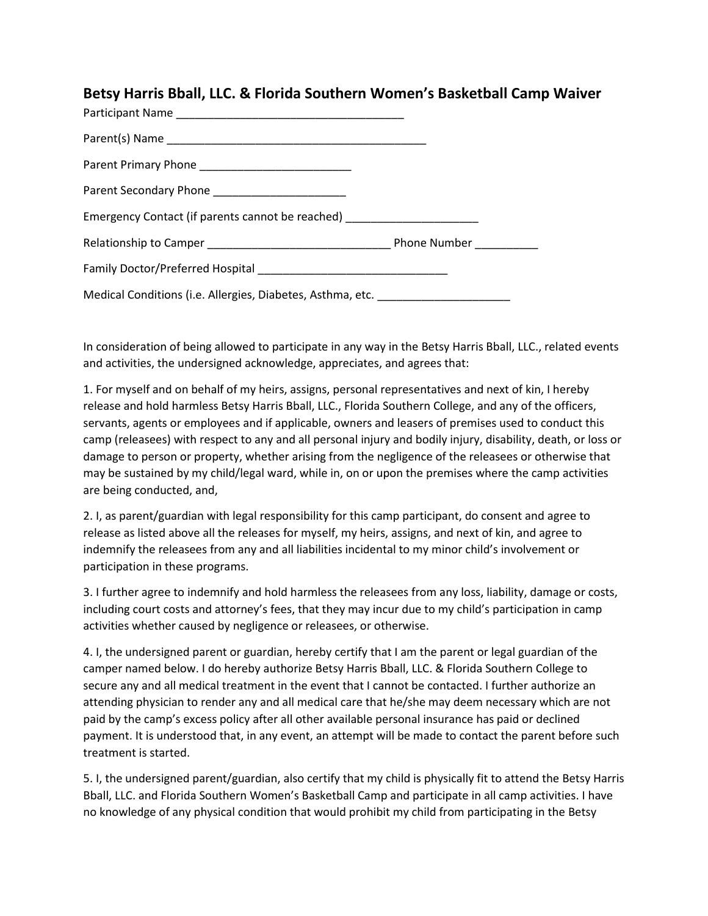## Betsy Harris Bball, LLC. & Florida Southern Women's Basketball Camp Waiver

Participant Name ____________________________________

Parent(s) Name _________________________________________

Parent Primary Phone ________________________

Parent Secondary Phone _____________________

Emergency Contact (if parents cannot be reached) _____________________

Relationship to Camper _____________________________ Phone Number __________

Family Doctor/Preferred Hospital ______________________________

Medical Conditions (i.e. Allergies, Diabetes, Asthma, etc. _____________________

In consideration of being allowed to participate in any way in the Betsy Harris Bball, LLC., related events and activities, the undersigned acknowledge, appreciates, and agrees that:

1. For myself and on behalf of my heirs, assigns, personal representatives and next of kin, I hereby release and hold harmless Betsy Harris Bball, LLC., Florida Southern College, and any of the officers, servants, agents or employees and if applicable, owners and leasers of premises used to conduct this camp (releasees) with respect to any and all personal injury and bodily injury, disability, death, or loss or damage to person or property, whether arising from the negligence of the releasees or otherwise that may be sustained by my child/legal ward, while in, on or upon the premises where the camp activities are being conducted, and,

2. I, as parent/guardian with legal responsibility for this camp participant, do consent and agree to release as listed above all the releases for myself, my heirs, assigns, and next of kin, and agree to indemnify the releasees from any and all liabilities incidental to my minor child's involvement or participation in these programs.

3. I further agree to indemnify and hold harmless the releasees from any loss, liability, damage or costs, including court costs and attorney's fees, that they may incur due to my child's participation in camp activities whether caused by negligence or releasees, or otherwise.

4. I, the undersigned parent or guardian, hereby certify that I am the parent or legal guardian of the camper named below. I do hereby authorize Betsy Harris Bball, LLC. & Florida Southern College to secure any and all medical treatment in the event that I cannot be contacted. I further authorize an attending physician to render any and all medical care that he/she may deem necessary which are not paid by the camp's excess policy after all other available personal insurance has paid or declined payment. It is understood that, in any event, an attempt will be made to contact the parent before such treatment is started.

5. I, the undersigned parent/guardian, also certify that my child is physically fit to attend the Betsy Harris Bball, LLC. and Florida Southern Women's Basketball Camp and participate in all camp activities. I have no knowledge of any physical condition that would prohibit my child from participating in the Betsy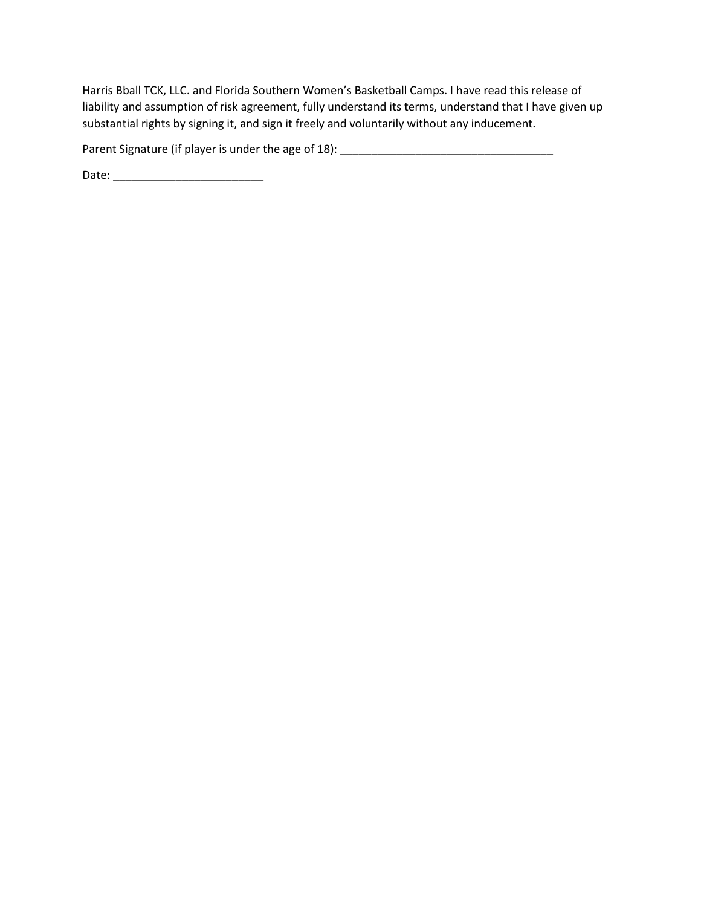Harris Bball TCK, LLC. and Florida Southern Women's Basketball Camps. I have read this release of liability and assumption of risk agreement, fully understand its terms, understand that I have given up substantial rights by signing it, and sign it freely and voluntarily without any inducement.

Parent Signature (if player is under the age of 18): ___________________________________

Date: ________________________